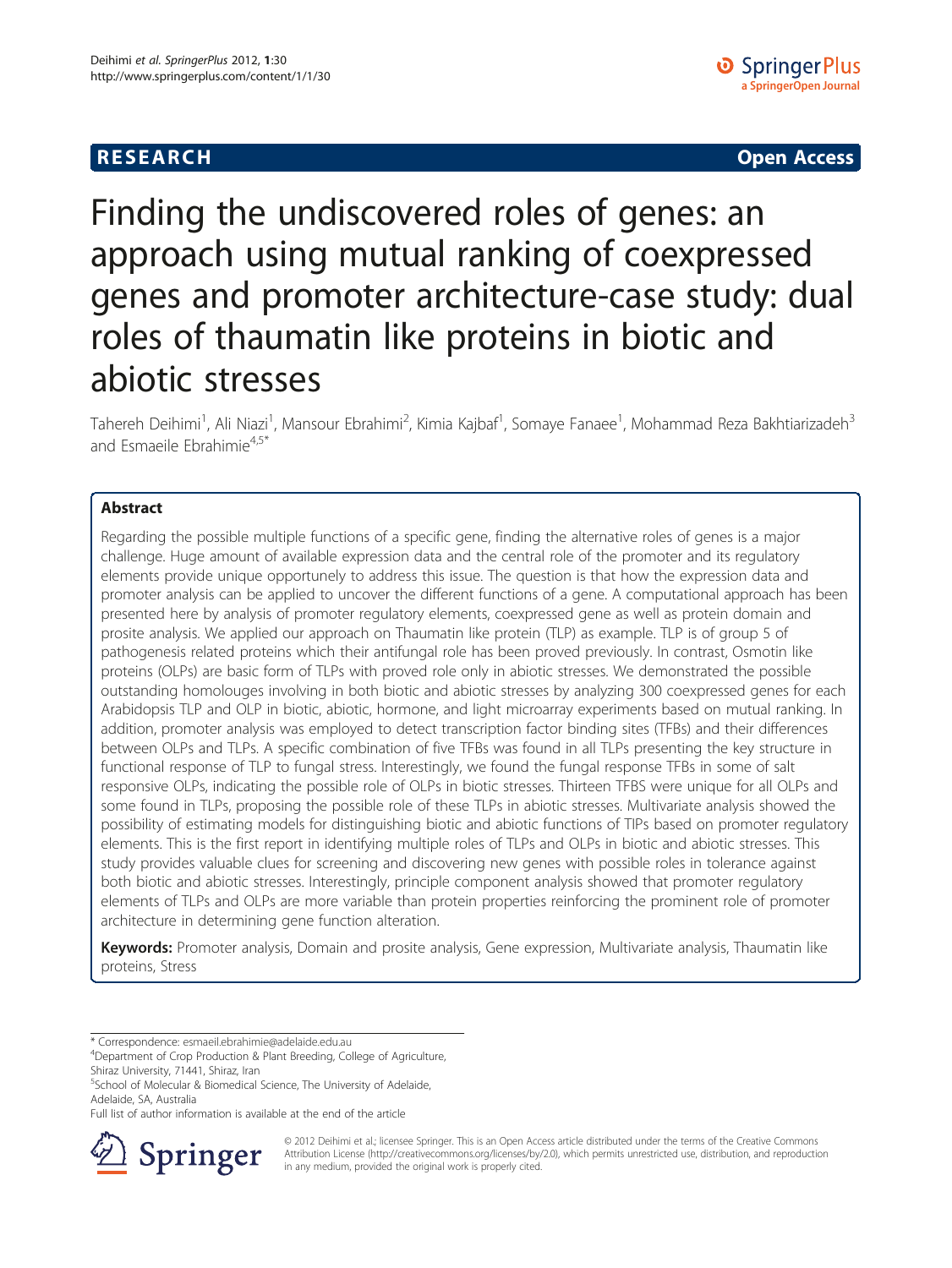RESEARCH Open Access

# Finding the undiscovered roles of genes: an approach using mutual ranking of coexpressed genes and promoter architecture-case study: dual roles of thaumatin like proteins in biotic and abiotic stresses

Tahereh Deihimi[1], Ali Niazi[1], Mansour Ebrahimi[2], Kimia Kajbaf[1], Somaye Fanaee[1], Mohammad Reza Bakhtiarizadeh[3] and Esmaeile Ebrahimie[4,5*]

## Abstract

Regarding the possible multiple functions of a specific gene, finding the alternative roles of genes is a major challenge. Huge amount of available expression data and the central role of the promoter and its regulatory elements provide unique opportunely to address this issue. The question is that how the expression data and promoter analysis can be applied to uncover the different functions of a gene. A computational approach has been presented here by analysis of promoter regulatory elements, coexpressed gene as well as protein domain and prosite analysis. We applied our approach on Thaumatin like protein (TLP) as example. TLP is of group 5 of pathogenesis related proteins which their antifungal role has been proved previously. In contrast, Osmotin like proteins (OLPs) are basic form of TLPs with proved role only in abiotic stresses. We demonstrated the possible outstanding homolouges involving in both biotic and abiotic stresses by analyzing 300 coexpressed genes for each Arabidopsis TLP and OLP in biotic, abiotic, hormone, and light microarray experiments based on mutual ranking. In addition, promoter analysis was employed to detect transcription factor binding sites (TFBs) and their differences between OLPs and TLPs. A specific combination of five TFBs was found in all TLPs presenting the key structure in functional response of TLP to fungal stress. Interestingly, we found the fungal response TFBs in some of salt responsive OLPs, indicating the possible role of OLPs in biotic stresses. Thirteen TFBS were unique for all OLPs and some found in TLPs, proposing the possible role of these TLPs in abiotic stresses. Multivariate analysis showed the possibility of estimating models for distinguishing biotic and abiotic functions of TIPs based on promoter regulatory elements. This is the first report in identifying multiple roles of TLPs and OLPs in biotic and abiotic stresses. This study provides valuable clues for screening and discovering new genes with possible roles in tolerance against both biotic and abiotic stresses. Interestingly, principle component analysis showed that promoter regulatory elements of TLPs and OLPs are more variable than protein properties reinforcing the prominent role of promoter architecture in determining gene function alteration.

**Keywords:** Promoter analysis, Domain and prosite analysis, Gene expression, Multivariate analysis, Thaumatin like proteins, Stress

---

\* Correspondence: esmaeil.ebrahimie@adelaide.edu.au
[4]Department of Crop Production & Plant Breeding, College of Agriculture, Shiraz University, 71441, Shiraz, Iran
[5]School of Molecular & Biomedical Science, The University of Adelaide, Adelaide, SA, Australia
Full list of author information is available at the end of the article

© 2012 Deihimi et al.; licensee Springer. This is an Open Access article distributed under the terms of the Creative Commons Attribution License (http://creativecommons.org/licenses/by/2.0), which permits unrestricted use, distribution, and reproduction in any medium, provided the original work is properly cited.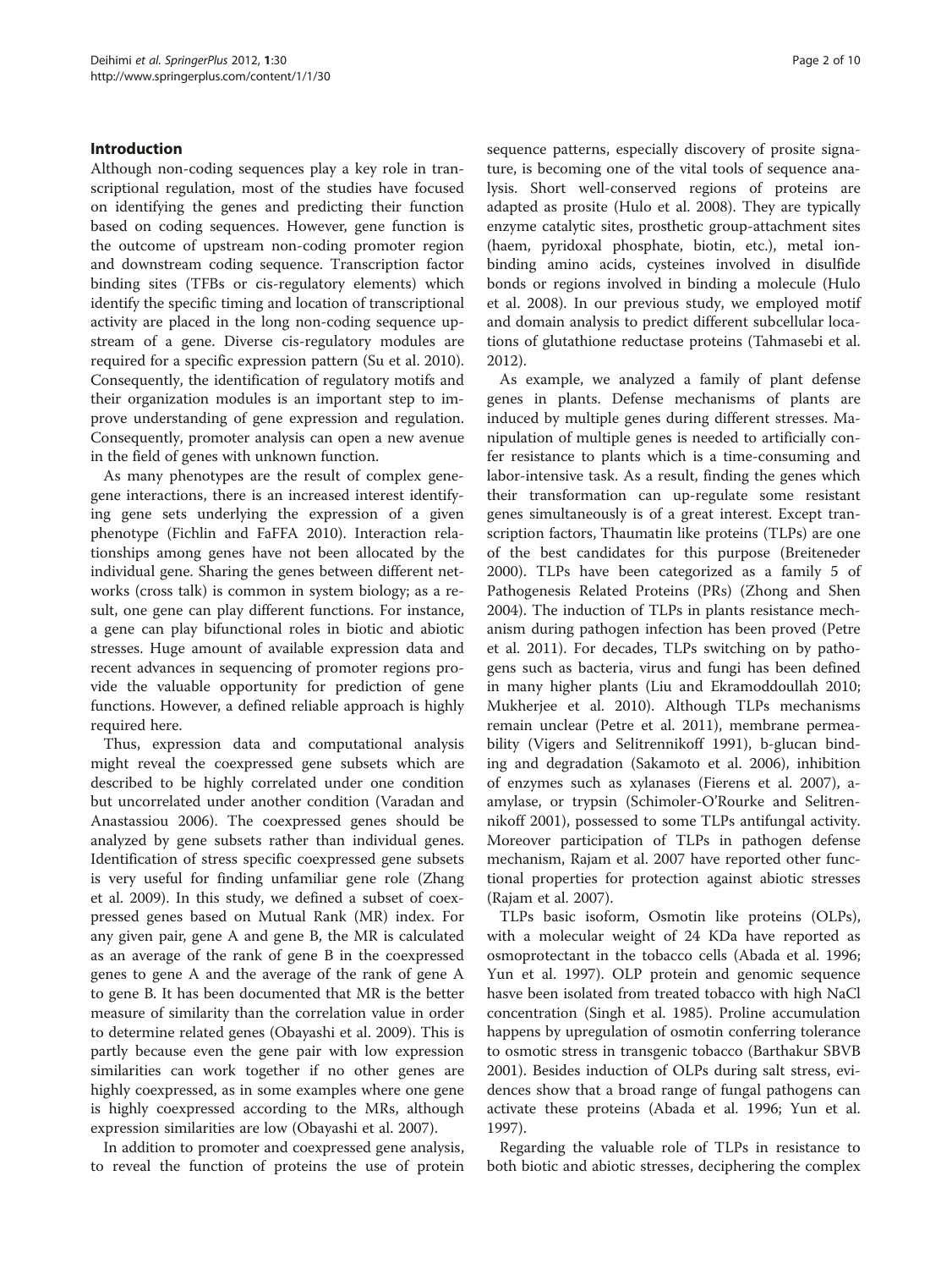## Introduction

Although non-coding sequences play a key role in transcriptional regulation, most of the studies have focused on identifying the genes and predicting their function based on coding sequences. However, gene function is the outcome of upstream non-coding promoter region and downstream coding sequence. Transcription factor binding sites (TFBs or cis-regulatory elements) which identify the specific timing and location of transcriptional activity are placed in the long non-coding sequence upstream of a gene. Diverse cis-regulatory modules are required for a specific expression pattern (Su et al. 2010). Consequently, the identification of regulatory motifs and their organization modules is an important step to improve understanding of gene expression and regulation. Consequently, promoter analysis can open a new avenue in the field of genes with unknown function.

As many phenotypes are the result of complex gene-gene interactions, there is an increased interest identifying gene sets underlying the expression of a given phenotype (Fichlin and FaFFA 2010). Interaction relationships among genes have not been allocated by the individual gene. Sharing the genes between different networks (cross talk) is common in system biology; as a result, one gene can play different functions. For instance, a gene can play bifunctional roles in biotic and abiotic stresses. Huge amount of available expression data and recent advances in sequencing of promoter regions provide the valuable opportunity for prediction of gene functions. However, a defined reliable approach is highly required here.

Thus, expression data and computational analysis might reveal the coexpressed gene subsets which are described to be highly correlated under one condition but uncorrelated under another condition (Varadan and Anastassiou 2006). The coexpressed genes should be analyzed by gene subsets rather than individual genes. Identification of stress specific coexpressed gene subsets is very useful for finding unfamiliar gene role (Zhang et al. 2009). In this study, we defined a subset of coexpressed genes based on Mutual Rank (MR) index. For any given pair, gene A and gene B, the MR is calculated as an average of the rank of gene B in the coexpressed genes to gene A and the average of the rank of gene A to gene B. It has been documented that MR is the better measure of similarity than the correlation value in order to determine related genes (Obayashi et al. 2009). This is partly because even the gene pair with low expression similarities can work together if no other genes are highly coexpressed, as in some examples where one gene is highly coexpressed according to the MRs, although expression similarities are low (Obayashi et al. 2007).

In addition to promoter and coexpressed gene analysis, to reveal the function of proteins the use of protein sequence patterns, especially discovery of prosite signature, is becoming one of the vital tools of sequence analysis. Short well-conserved regions of proteins are adapted as prosite (Hulo et al. 2008). They are typically enzyme catalytic sites, prosthetic group-attachment sites (haem, pyridoxal phosphate, biotin, etc.), metal ion-binding amino acids, cysteines involved in disulfide bonds or regions involved in binding a molecule (Hulo et al. 2008). In our previous study, we employed motif and domain analysis to predict different subcellular locations of glutathione reductase proteins (Tahmasebi et al. 2012).

As example, we analyzed a family of plant defense genes in plants. Defense mechanisms of plants are induced by multiple genes during different stresses. Manipulation of multiple genes is needed to artificially confer resistance to plants which is a time-consuming and labor-intensive task. As a result, finding the genes which their transformation can up-regulate some resistant genes simultaneously is of a great interest. Except transcription factors, Thaumatin like proteins (TLPs) are one of the best candidates for this purpose (Breiteneder 2000). TLPs have been categorized as a family 5 of Pathogenesis Related Proteins (PRs) (Zhong and Shen 2004). The induction of TLPs in plants resistance mechanism during pathogen infection has been proved (Petre et al. 2011). For decades, TLPs switching on by pathogens such as bacteria, virus and fungi has been defined in many higher plants (Liu and Ekramoddoullah 2010; Mukherjee et al. 2010). Although TLPs mechanisms remain unclear (Petre et al. 2011), membrane permeability (Vigers and Selitrennikoff 1991), b-glucan binding and degradation (Sakamoto et al. 2006), inhibition of enzymes such as xylanases (Fierens et al. 2007), a-amylase, or trypsin (Schimoler-O'Rourke and Selitrennikoff 2001), possessed to some TLPs antifungal activity. Moreover participation of TLPs in pathogen defense mechanism, Rajam et al. 2007 have reported other functional properties for protection against abiotic stresses (Rajam et al. 2007).

TLPs basic isoform, Osmotin like proteins (OLPs), with a molecular weight of 24 KDa have reported as osmoprotectant in the tobacco cells (Abada et al. 1996; Yun et al. 1997). OLP protein and genomic sequence hasve been isolated from treated tobacco with high NaCl concentration (Singh et al. 1985). Proline accumulation happens by upregulation of osmotin conferring tolerance to osmotic stress in transgenic tobacco (Barthakur SBVB 2001). Besides induction of OLPs during salt stress, evidences show that a broad range of fungal pathogens can activate these proteins (Abada et al. 1996; Yun et al. 1997).

Regarding the valuable role of TLPs in resistance to both biotic and abiotic stresses, deciphering the complex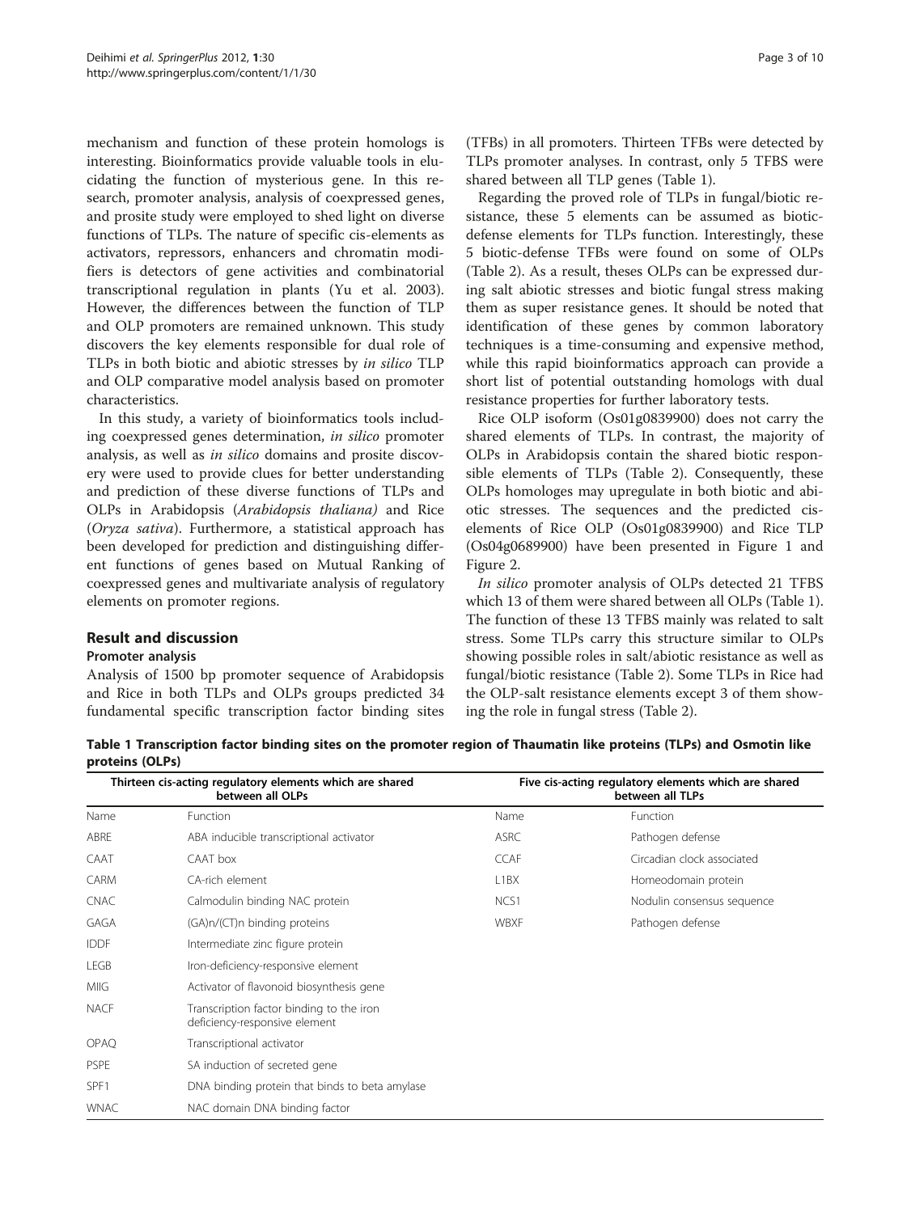mechanism and function of these protein homologs is interesting. Bioinformatics provide valuable tools in elucidating the function of mysterious gene. In this research, promoter analysis, analysis of coexpressed genes, and prosite study were employed to shed light on diverse functions of TLPs. The nature of specific cis-elements as activators, repressors, enhancers and chromatin modifiers is detectors of gene activities and combinatorial transcriptional regulation in plants (Yu et al. 2003). However, the differences between the function of TLP and OLP promoters are remained unknown. This study discovers the key elements responsible for dual role of TLPs in both biotic and abiotic stresses by *in silico* TLP and OLP comparative model analysis based on promoter characteristics.

In this study, a variety of bioinformatics tools including coexpressed genes determination, *in silico* promoter analysis, as well as *in silico* domains and prosite discovery were used to provide clues for better understanding and prediction of these diverse functions of TLPs and OLPs in Arabidopsis (*Arabidopsis thaliana)* and Rice (*Oryza sativa*). Furthermore, a statistical approach has been developed for prediction and distinguishing different functions of genes based on Mutual Ranking of coexpressed genes and multivariate analysis of regulatory elements on promoter regions.

## Result and discussion

### Promoter analysis

Analysis of 1500 bp promoter sequence of Arabidopsis and Rice in both TLPs and OLPs groups predicted 34 fundamental specific transcription factor binding sites (TFBs) in all promoters. Thirteen TFBs were detected by TLPs promoter analyses. In contrast, only 5 TFBS were shared between all TLP genes (Table 1).

Regarding the proved role of TLPs in fungal/biotic resistance, these 5 elements can be assumed as biotic-defense elements for TLPs function. Interestingly, these 5 biotic-defense TFBs were found on some of OLPs (Table 2). As a result, theses OLPs can be expressed during salt abiotic stresses and biotic fungal stress making them as super resistance genes. It should be noted that identification of these genes by common laboratory techniques is a time-consuming and expensive method, while this rapid bioinformatics approach can provide a short list of potential outstanding homologs with dual resistance properties for further laboratory tests.

Rice OLP isoform (Os01g0839900) does not carry the shared elements of TLPs. In contrast, the majority of OLPs in Arabidopsis contain the shared biotic responsible elements of TLPs (Table 2). Consequently, these OLPs homologes may upregulate in both biotic and abiotic stresses. The sequences and the predicted cis-elements of Rice OLP (Os01g0839900) and Rice TLP (Os04g0689900) have been presented in Figure 1 and Figure 2.

*In silico* promoter analysis of OLPs detected 21 TFBS which 13 of them were shared between all OLPs (Table 1). The function of these 13 TFBS mainly was related to salt stress. Some TLPs carry this structure similar to OLPs showing possible roles in salt/abiotic resistance as well as fungal/biotic resistance (Table 2). Some TLPs in Rice had the OLP-salt resistance elements except 3 of them showing the role in fungal stress (Table 2).

**Table 1 Transcription factor binding sites on the promoter region of Thaumatin like proteins (TLPs) and Osmotin like proteins (OLPs)**

| Thirteen cis-acting regulatory elements which are shared between all OLPs | | Five cis-acting regulatory elements which are shared between all TLPs | |
|---|---|---|---|
| Name | Function | Name | Function |
| ABRE | ABA inducible transcriptional activator | ASRC | Pathogen defense |
| CAAT | CAAT box | CCAF | Circadian clock associated |
| CARM | CA-rich element | L1BX | Homeodomain protein |
| CNAC | Calmodulin binding NAC protein | NCS1 | Nodulin consensus sequence |
| GAGA | (GA)n/(CT)n binding proteins | WBXF | Pathogen defense |
| IDDF | Intermediate zinc figure protein | | |
| LEGB | Iron-deficiency-responsive element | | |
| MIIG | Activator of flavonoid biosynthesis gene | | |
| NACF | Transcription factor binding to the iron deficiency-responsive element | | |
| OPAQ | Transcriptional activator | | |
| PSPE | SA induction of secreted gene | | |
| SPF1 | DNA binding protein that binds to beta amylase | | |
| WNAC | NAC domain DNA binding factor | | |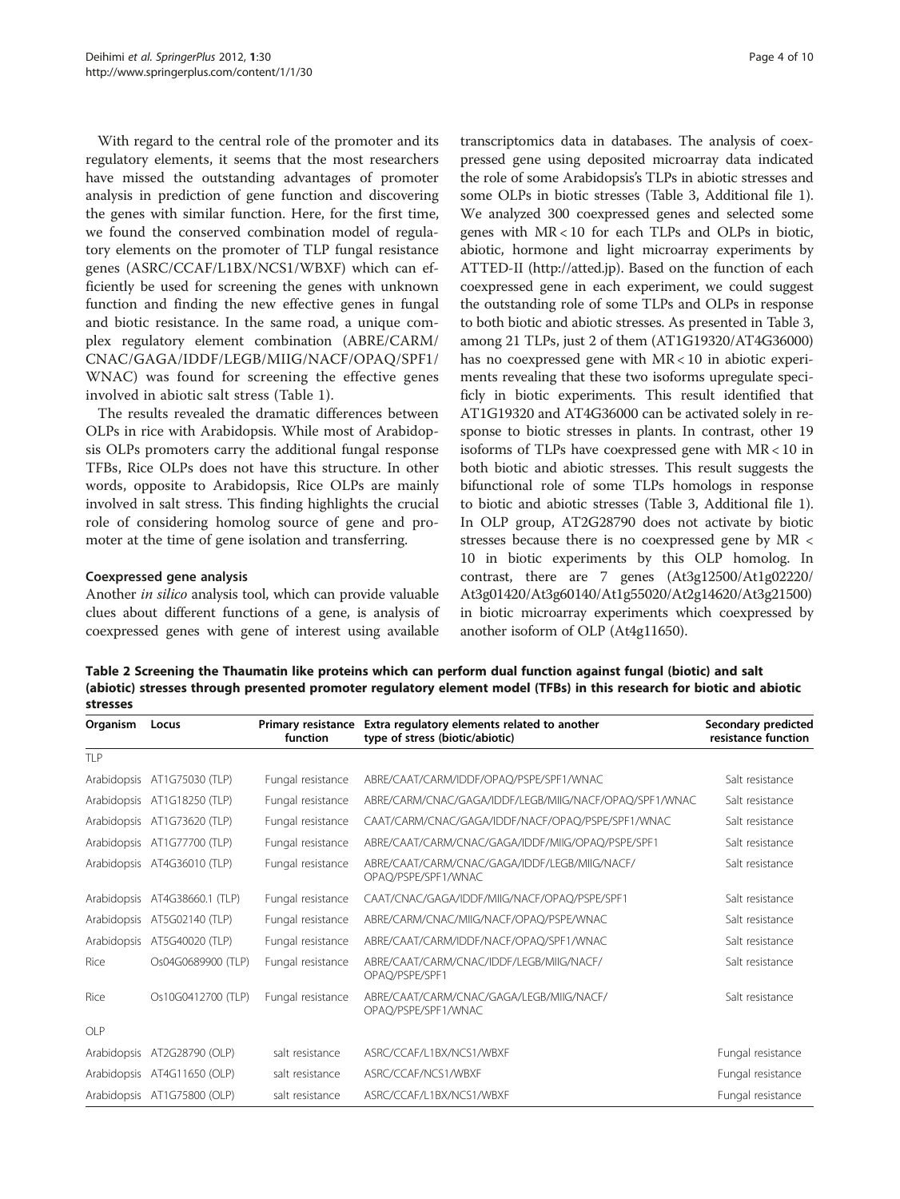With regard to the central role of the promoter and its regulatory elements, it seems that the most researchers have missed the outstanding advantages of promoter analysis in prediction of gene function and discovering the genes with similar function. Here, for the first time, we found the conserved combination model of regulatory elements on the promoter of TLP fungal resistance genes (ASRC/CCAF/L1BX/NCS1/WBXF) which can efficiently be used for screening the genes with unknown function and finding the new effective genes in fungal and biotic resistance. In the same road, a unique complex regulatory element combination (ABRE/CARM/CNAC/GAGA/IDDF/LEGB/MIIG/NACF/OPAQ/SPF1/WNAC) was found for screening the effective genes involved in abiotic salt stress (Table 1).

The results revealed the dramatic differences between OLPs in rice with Arabidopsis. While most of Arabidopsis OLPs promoters carry the additional fungal response TFBs, Rice OLPs does not have this structure. In other words, opposite to Arabidopsis, Rice OLPs are mainly involved in salt stress. This finding highlights the crucial role of considering homolog source of gene and promoter at the time of gene isolation and transferring.

### Coexpressed gene analysis

Another *in silico* analysis tool, which can provide valuable clues about different functions of a gene, is analysis of coexpressed genes with gene of interest using available transcriptomics data in databases. The analysis of coexpressed gene using deposited microarray data indicated the role of some Arabidopsis's TLPs in abiotic stresses and some OLPs in biotic stresses (Table 3, Additional file 1). We analyzed 300 coexpressed genes and selected some genes with MR < 10 for each TLPs and OLPs in biotic, abiotic, hormone and light microarray experiments by ATTED-II (http://atted.jp). Based on the function of each coexpressed gene in each experiment, we could suggest the outstanding role of some TLPs and OLPs in response to both biotic and abiotic stresses. As presented in Table 3, among 21 TLPs, just 2 of them (AT1G19320/AT4G36000) has no coexpressed gene with MR < 10 in abiotic experiments revealing that these two isoforms upregulate specificly in biotic experiments. This result identified that AT1G19320 and AT4G36000 can be activated solely in response to biotic stresses in plants. In contrast, other 19 isoforms of TLPs have coexpressed gene with MR < 10 in both biotic and abiotic stresses. This result suggests the bifunctional role of some TLPs homologs in response to biotic and abiotic stresses (Table 3, Additional file 1). In OLP group, AT2G28790 does not activate by biotic stresses because there is no coexpressed gene by MR < 10 in biotic experiments by this OLP homolog. In contrast, there are 7 genes (At3g12500/At1g02220/At3g01420/At3g60140/At1g55020/At2g14620/At3g21500) in biotic microarray experiments which coexpressed by another isoform of OLP (At4g11650).

**Table 2 Screening the Thaumatin like proteins which can perform dual function against fungal (biotic) and salt (abiotic) stresses through presented promoter regulatory element model (TFBs) in this research for biotic and abiotic stresses**

| Organism | Locus | Primary resistance function | Extra regulatory elements related to another type of stress (biotic/abiotic) | Secondary predicted resistance function |
|---|---|---|---|---|
| TLP | | | | |
| Arabidopsis | AT1G75030 (TLP) | Fungal resistance | ABRE/CAAT/CARM/IDDF/OPAQ/PSPE/SPF1/WNAC | Salt resistance |
| Arabidopsis | AT1G18250 (TLP) | Fungal resistance | ABRE/CARM/CNAC/GAGA/IDDF/LEGB/MIIG/NACF/OPAQ/SPF1/WNAC | Salt resistance |
| Arabidopsis | AT1G73620 (TLP) | Fungal resistance | CAAT/CARM/CNAC/GAGA/IDDF/NACF/OPAQ/PSPE/SPF1/WNAC | Salt resistance |
| Arabidopsis | AT1G77700 (TLP) | Fungal resistance | ABRE/CAAT/CARM/CNAC/GAGA/IDDF/MIIG/OPAQ/PSPE/SPF1 | Salt resistance |
| Arabidopsis | AT4G36010 (TLP) | Fungal resistance | ABRE/CAAT/CARM/CNAC/GAGA/IDDF/LEGB/MIIG/NACF/OPAQ/PSPE/SPF1/WNAC | Salt resistance |
| Arabidopsis | AT4G38660.1 (TLP) | Fungal resistance | CAAT/CNAC/GAGA/IDDF/MIIG/NACF/OPAQ/PSPE/SPF1 | Salt resistance |
| Arabidopsis | AT5G02140 (TLP) | Fungal resistance | ABRE/CARM/CNAC/MIIG/NACF/OPAQ/PSPE/WNAC | Salt resistance |
| Arabidopsis | AT5G40020 (TLP) | Fungal resistance | ABRE/CAAT/CARM/IDDF/NACF/OPAQ/SPF1/WNAC | Salt resistance |
| Rice | Os04G0689900 (TLP) | Fungal resistance | ABRE/CAAT/CARM/CNAC/IDDF/LEGB/MIIG/NACF/OPAQ/PSPE/SPF1 | Salt resistance |
| Rice | Os10G0412700 (TLP) | Fungal resistance | ABRE/CAAT/CARM/CNAC/GAGA/LEGB/MIIG/NACF/OPAQ/PSPE/SPF1/WNAC | Salt resistance |
| OLP | | | | |
| Arabidopsis | AT2G28790 (OLP) | salt resistance | ASRC/CCAF/L1BX/NCS1/WBXF | Fungal resistance |
| Arabidopsis | AT4G11650 (OLP) | salt resistance | ASRC/CCAF/NCS1/WBXF | Fungal resistance |
| Arabidopsis | AT1G75800 (OLP) | salt resistance | ASRC/CCAF/L1BX/NCS1/WBXF | Fungal resistance |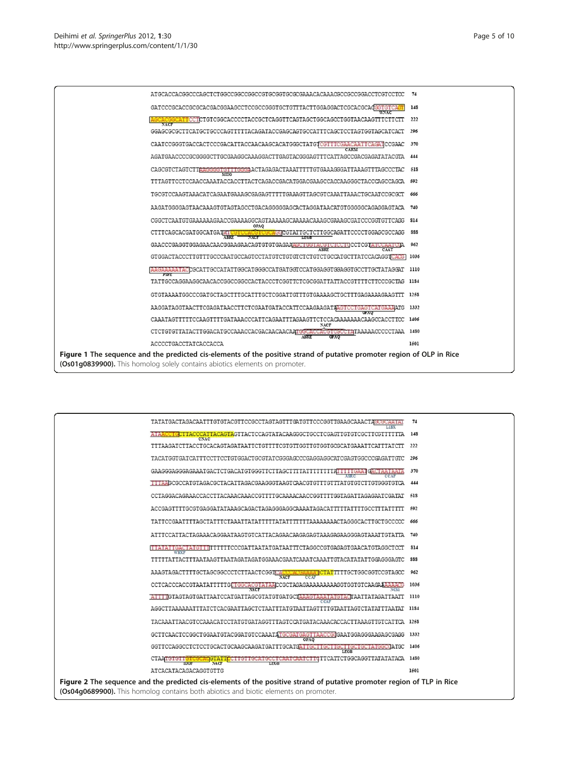**Figure 1 The sequence and the predicted cis-elements of the positive strand of putative promoter region of OLP in Rice (Os01g0839900).** This homolog solely contains abiotics elements on promoter.

**Figure 2 The sequence and the predicted cis-elements of the positive strand of putative promoter region of TLP in Rice (Os04g0689900).** This homolog contains both abiotics and biotic elements on promoter.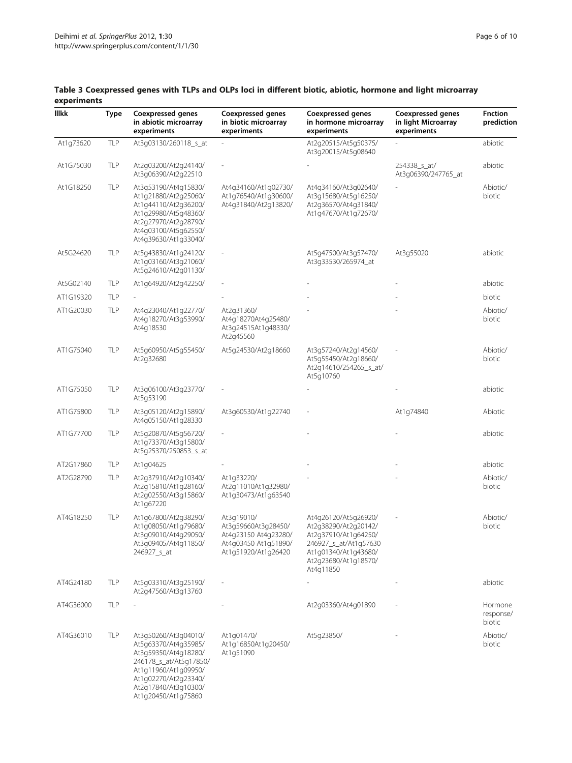**Table 3 Coexpressed genes with TLPs and OLPs loci in different biotic, abiotic, hormone and light microarray experiments**

| lllkk | Type | Coexpressed genes in abiotic microarray experiments | Coexpressed genes in biotic microarray experiments | Coexpressed genes in hormone microarray experiments | Coexpressed genes in light Microarray experiments | Fnction prediction |
|---|---|---|---|---|---|---|
| At1g73620 | TLP | At3g03130/260118_s_at | - | At2g20515/At5g50375/ At3g20015/At5g08640 | - | abiotic |
| At1G75030 | TLP | At2g03200/At2g24140/ At3g06390/At2g22510 | - | - | 254338_s_at/ At3g06390/247765_at | abiotic |
| At1G18250 | TLP | At3g53190/At4g15830/ At1g21880/At2g25060/ At1g44110/At2g36200/ At1g29980/At5g48360/ At2g27970/At2g28790/ At4g03100/At5g62550/ At4g39630/At1g33040/ | At4g34160/At1g02730/ At1g76540/At1g30600/ At4g31840/At2g13820/ | At4g34160/At3g02640/ At3g15680/At5g16250/ At2g36570/At4g31840/ At1g47670/At1g72670/ | - | Abiotic/ biotic |
| At5G24620 | TLP | At5g43830/At1g24120/ At1g03160/At3g21060/ At5g24610/At2g01130/ | - | At5g47500/At3g57470/ At3g33530/265974_at | At3g55020 | abiotic |
| At5G02140 | TLP | At1g64920/At2g42250/ | - | - | - | abiotic |
| AT1G19320 | TLP | - | - | - | - | biotic |
| AT1G20030 | TLP | At4g23040/At1g22770/ At4g18270/At3g53990/ At4g18530 | At2g31360/ At4g18270At4g25480/ At3g24515At1g48330/ At2g45560 | - | - | Abiotic/ biotic |
| AT1G75040 | TLP | At5g60950/At5g55450/ At2g32680 | At5g24530/At2g18660 | At3g57240/At2g14560/ At5g55450/At2g18660/ At2g14610/254265_s_at/ At5g10760 | - | Abiotic/ biotic |
| AT1G75050 | TLP | At3g06100/At3g23770/ At5g53190 | - | - | - | abiotic |
| AT1G75800 | TLP | At3g05120/At2g15890/ At4g05150/At1g28330 | At3g60530/At1g22740 | - | At1g74840 | Abiotic |
| AT1G77700 | TLP | At5g20870/At5g56720/ At1g73370/At3g15800/ At5g25370/250853_s_at | - | - | - | abiotic |
| AT2G17860 | TLP | At1g04625 | - | - | - | abiotic |
| AT2G28790 | TLP | At2g37910/At2g10340/ At2g15810/At1g28160/ At2g02550/At3g15860/ At1g67220 | At1g33220/ At2g11010At1g32980/ At1g30473/At1g63540 | - | - | Abiotic/ biotic |
| AT4G18250 | TLP | At1g67800/At2g38290/ At1g08050/At1g79680/ At3g09010/At4g29050/ At3g09405/At4g11850/ 246927_s_at | At3g19010/ At3g59660At3g28450/ At4g23150 At4g23280/ At4g03450 At1g51890/ At1g51920/At1g26420 | At4g26120/At5g26920/ At2g38290/At2g20142/ At2g37910/At1g64250/ 246927_s_at/At1g57630 At1g01340/At1g43680/ At2g23680/At1g18570/ At4g11850 | - | Abiotic/ biotic |
| AT4G24180 | TLP | At5g03310/At3g25190/ At2g47560/At3g13760 | - | - | - | abiotic |
| AT4G36000 | TLP | - | - | At2g03360/At4g01890 | - | Hormone response/ biotic |
| AT4G36010 | TLP | At3g50260/At3g04010/ At5g63370/At4g35985/ At3g59350/At4g18280/ 246178_s_at/At5g17850/ At1g11960/At1g09950/ At1g02270/At2g23340/ At2g17840/At3g10300/ At1g20450/At1g75860 | At1g01470/ At1g16850At1g20450/ At1g51090 | At5g23850/ | - | Abiotic/ biotic |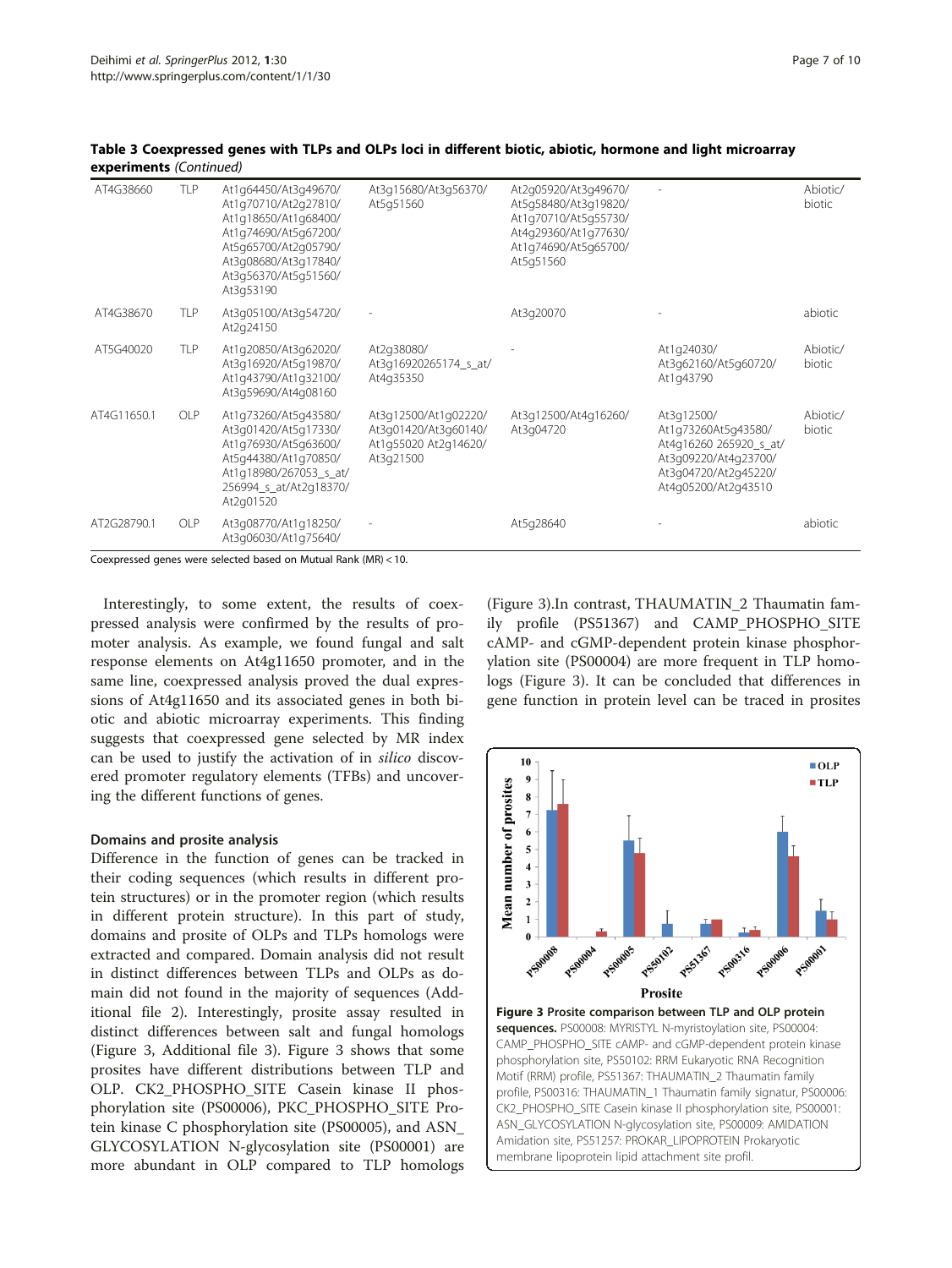**Table 3 Coexpressed genes with TLPs and OLPs loci in different biotic, abiotic, hormone and light microarray experiments** *(Continued)*

| | | | | | | |
|---|---|---|---|---|---|---|
| AT4G38660 | TLP | At1g64450/At3g49670/ At1g70710/At2g27810/ At1g18650/At1g68400/ At1g74690/At5g67200/ At5g65700/At2g05790/ At3g08680/At3g17840/ At3g56370/At5g51560/ At3g53190 | At3g15680/At3g56370/ At5g51560 | At2g05920/At3g49670/ At5g58480/At3g19820/ At1g70710/At5g55730/ At4g29360/At1g77630/ At1g74690/At5g65700/ At5g51560 | - | Abiotic/ biotic |
| AT4G38670 | TLP | At3g05100/At3g54720/ At2g24150 | - | At3g20070 | - | abiotic |
| AT5G40020 | TLP | At1g20850/At3g62020/ At3g16920/At5g19870/ At1g43790/At1g32100/ At3g59690/At4g08160 | At2g38080/ At3g16920265174_s_at/ At4g35350 | - | At1g24030/ At3g62160/At5g60720/ At1g43790 | Abiotic/ biotic |
| AT4G11650.1 | OLP | At1g73260/At5g43580/ At3g01420/At5g17330/ At1g76930/At5g63600/ At5g44380/At1g70850/ At1g18980/267053_s_at/ 256994_s_at/At2g18370/ At2g01520 | At3g12500/At1g02220/ At3g01420/At3g60140/ At1g55020 At2g14620/ At3g21500 | At3g12500/At4g16260/ At3g04720 | At3g12500/ At1g73260At5g43580/ At4g16260 265920_s_at/ At3g09220/At4g23700/ At3g04720/At2g45220/ At4g05200/At2g43510 | Abiotic/ biotic |
| AT2G28790.1 | OLP | At3g08770/At1g18250/ At3g06030/At1g75640/ | - | At5g28640 | - | abiotic |

Coexpressed genes were selected based on Mutual Rank (MR) < 10.

Interestingly, to some extent, the results of coexpressed analysis were confirmed by the results of promoter analysis. As example, we found fungal and salt response elements on At4g11650 promoter, and in the same line, coexpressed analysis proved the dual expressions of At4g11650 and its associated genes in both biotic and abiotic microarray experiments. This finding suggests that coexpressed gene selected by MR index can be used to justify the activation of in *silico* discovered promoter regulatory elements (TFBs) and uncovering the different functions of genes.

### Domains and prosite analysis

Difference in the function of genes can be tracked in their coding sequences (which results in different protein structures) or in the promoter region (which results in different protein structure). In this part of study, domains and prosite of OLPs and TLPs homologs were extracted and compared. Domain analysis did not result in distinct differences between TLPs and OLPs as domain did not found in the majority of sequences (Additional file 2). Interestingly, prosite assay resulted in distinct differences between salt and fungal homologs (Figure 3, Additional file 3). Figure 3 shows that some prosites have different distributions between TLP and OLP. CK2_PHOSPHO_SITE Casein kinase II phosphorylation site (PS00006), PKC_PHOSPHO_SITE Protein kinase C phosphorylation site (PS00005), and ASN_GLYCOSYLATION N-glycosylation site (PS00001) are more abundant in OLP compared to TLP homologs (Figure 3).In contrast, THAUMATIN_2 Thaumatin family profile (PS51367) and CAMP_PHOSPHO_SITE cAMP- and cGMP-dependent protein kinase phosphorylation site (PS00004) are more frequent in TLP homologs (Figure 3). It can be concluded that differences in gene function in protein level can be traced in prosites

**Figure 3 Prosite comparison between TLP and OLP protein sequences.** PS00008: MYRISTYL N-myristoylation site, PS00004: CAMP_PHOSPHO_SITE cAMP- and cGMP-dependent protein kinase phosphorylation site, PS50102: RRM Eukaryotic RNA Recognition Motif (RRM) profile, PS51367: THAUMATIN_2 Thaumatin family profile, PS00316: THAUMATIN_1 Thaumatin family signatur, PS00006: CK2_PHOSPHO_SITE Casein kinase II phosphorylation site, PS00001: ASN_GLYCOSYLATION N-glycosylation site, PS00009: AMIDATION Amidation site, PS51257: PROKAR_LIPOPROTEIN Prokaryotic membrane lipoprotein lipid attachment site profil.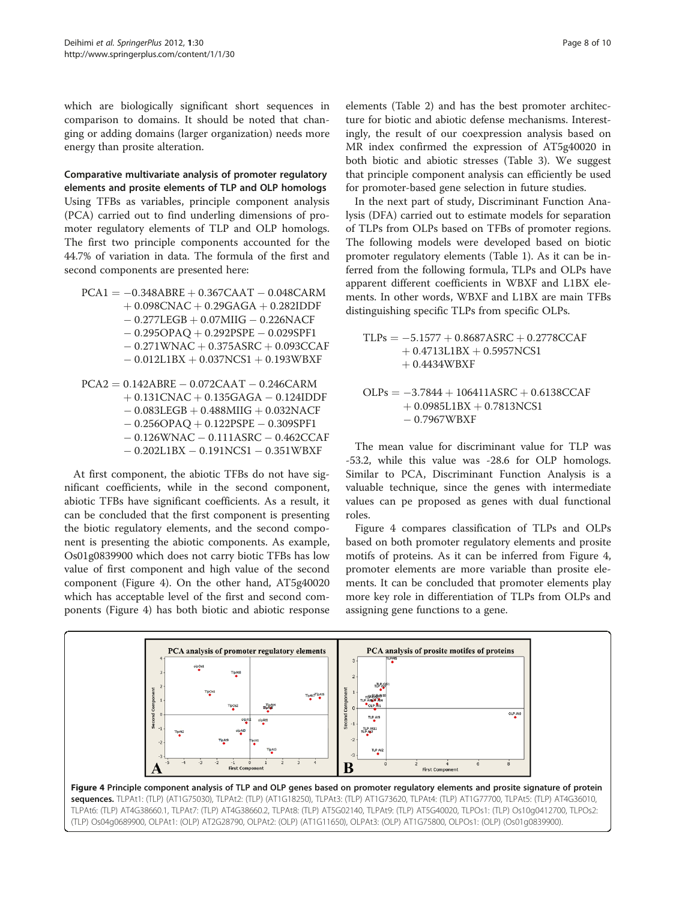which are biologically significant short sequences in comparison to domains. It should be noted that changing or adding domains (larger organization) needs more energy than prosite alteration.

### Comparative multivariate analysis of promoter regulatory elements and prosite elements of TLP and OLP homologs

Using TFBs as variables, principle component analysis (PCA) carried out to find underling dimensions of promoter regulatory elements of TLP and OLP homologs. The first two principle components accounted for the 44.7% of variation in data. The formula of the first and second components are presented here:

$$\begin{aligned} PCA1 = & -0.348ABRE + 0.367CAAT - 0.048CARM \\ & + 0.098CNAC + 0.29GAGA + 0.282IDDF \\ & - 0.277LEGB + 0.07MIIG - 0.226NACF \\ & - 0.295OPAQ + 0.292PSPE - 0.029SPF1 \\ & - 0.271WNAC + 0.375ASRC + 0.093CCAF \\ & - 0.012L1BX + 0.037NCS1 + 0.193WBXF \end{aligned}$$

$$\begin{aligned} PCA2 = & \ 0.142ABRE - 0.072CAAT - 0.246CARM \\ & + 0.131CNAC + 0.135GAGA - 0.124IDDF \\ & - 0.083LEGB + 0.488MIIG + 0.032NACF \\ & - 0.256OPAQ + 0.122PSPE - 0.309SPF1 \\ & - 0.126WNAC - 0.111ASRC - 0.462CCAF \\ & - 0.202L1BX - 0.191NCS1 - 0.351WBXF \end{aligned}$$

At first component, the abiotic TFBs do not have significant coefficients, while in the second component, abiotic TFBs have significant coefficients. As a result, it can be concluded that the first component is presenting the biotic regulatory elements, and the second component is presenting the abiotic components. As example, Os01g0839900 which does not carry biotic TFBs has low value of first component and high value of the second component (Figure 4). On the other hand, AT5g40020 which has acceptable level of the first and second components (Figure 4) has both biotic and abiotic response elements (Table 2) and has the best promoter architecture for biotic and abiotic defense mechanisms. Interestingly, the result of our coexpression analysis based on MR index confirmed the expression of AT5g40020 in both biotic and abiotic stresses (Table 3). We suggest that principle component analysis can efficiently be used for promoter-based gene selection in future studies.

In the next part of study, Discriminant Function Analysis (DFA) carried out to estimate models for separation of TLPs from OLPs based on TFBs of promoter regions. The following models were developed based on biotic promoter regulatory elements (Table 1). As it can be inferred from the following formula, TLPs and OLPs have apparent different coefficients in WBXF and L1BX elements. In other words, WBXF and L1BX are main TFBs distinguishing specific TLPs from specific OLPs.

$$\begin{aligned} TLPs = & -5.1577 + 0.8687ASRC + 0.2778CCAF \\ & + 0.4713L1BX + 0.5957NCS1 \\ & + 0.4434WBXF \end{aligned}$$

$$\begin{aligned} OLPs = & -3.7844 + 106411ASRC + 0.6138CCAF \\ & + 0.0985L1BX + 0.7813NCS1 \\ & - 0.7967WBXF \end{aligned}$$

The mean value for discriminant value for TLP was -53.2, while this value was -28.6 for OLP homologs. Similar to PCA, Discriminant Function Analysis is a valuable technique, since the genes with intermediate values can pe proposed as genes with dual functional roles.

Figure 4 compares classification of TLPs and OLPs based on both promoter regulatory elements and prosite motifs of proteins. As it can be inferred from Figure 4, promoter elements are more variable than prosite elements. It can be concluded that promoter elements play more key role in differentiation of TLPs from OLPs and assigning gene functions to a gene.

**Figure 4 Principle component analysis of TLP and OLP genes based on promoter regulatory elements and prosite signature of protein sequences.** TLPAt1: (TLP) (AT1G75030), TLPAt2: (TLP) (AT1G18250), TLPAt3: (TLP) AT1G73620, TLPAt4: (TLP) AT1G77700, TLPAt5: (TLP) AT4G36010, TLPAt6: (TLP) AT4G38660.1, TLPAt7: (TLP) AT4G38660.2, TLPAt8: (TLP) AT5G02140, TLPAt9: (TLP) AT5G40020, TLPOs1: (TLP) Os10g0412700, TLPOs2: (TLP) Os04g0689900, OLPAt1: (OLP) AT2G28790, OLPAt2: (OLP) (AT1G11650), OLPAt3: (OLP) AT1G75800, OLPOs1: (OLP) (Os01g0839900).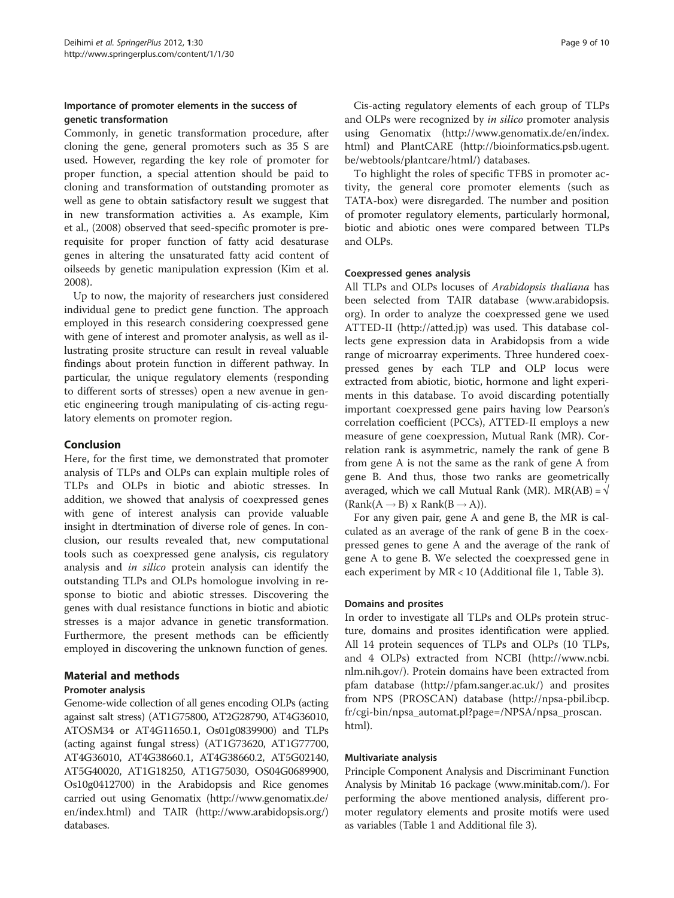### Importance of promoter elements in the success of genetic transformation

Commonly, in genetic transformation procedure, after cloning the gene, general promoters such as 35 S are used. However, regarding the key role of promoter for proper function, a special attention should be paid to cloning and transformation of outstanding promoter as well as gene to obtain satisfactory result we suggest that in new transformation activities a. As example, Kim et al., (2008) observed that seed-specific promoter is prerequisite for proper function of fatty acid desaturase genes in altering the unsaturated fatty acid content of oilseeds by genetic manipulation expression (Kim et al. 2008).

Up to now, the majority of researchers just considered individual gene to predict gene function. The approach employed in this research considering coexpressed gene with gene of interest and promoter analysis, as well as illustrating prosite structure can result in reveal valuable findings about protein function in different pathway. In particular, the unique regulatory elements (responding to different sorts of stresses) open a new avenue in genetic engineering trough manipulating of cis-acting regulatory elements on promoter region.

## Conclusion

Here, for the first time, we demonstrated that promoter analysis of TLPs and OLPs can explain multiple roles of TLPs and OLPs in biotic and abiotic stresses. In addition, we showed that analysis of coexpressed genes with gene of interest analysis can provide valuable insight in dtertmination of diverse role of genes. In conclusion, our results revealed that, new computational tools such as coexpressed gene analysis, cis regulatory analysis and *in silico* protein analysis can identify the outstanding TLPs and OLPs homologue involving in response to biotic and abiotic stresses. Discovering the genes with dual resistance functions in biotic and abiotic stresses is a major advance in genetic transformation. Furthermore, the present methods can be efficiently employed in discovering the unknown function of genes.

## Material and methods

### Promoter analysis

Genome-wide collection of all genes encoding OLPs (acting against salt stress) (AT1G75800, AT2G28790, AT4G36010, ATOSM34 or AT4G11650.1, Os01g0839900) and TLPs (acting against fungal stress) (AT1G73620, AT1G77700, AT4G36010, AT4G38660.1, AT4G38660.2, AT5G02140, AT5G40020, AT1G18250, AT1G75030, OS04G0689900, Os10g0412700) in the Arabidopsis and Rice genomes carried out using Genomatix (http://www.genomatix.de/en/index.html) and TAIR (http://www.arabidopsis.org/) databases.

Cis-acting regulatory elements of each group of TLPs and OLPs were recognized by *in silico* promoter analysis using Genomatix (http://www.genomatix.de/en/index.html) and PlantCARE (http://bioinformatics.psb.ugent.be/webtools/plantcare/html/) databases.

To highlight the roles of specific TFBS in promoter activity, the general core promoter elements (such as TATA-box) were disregarded. The number and position of promoter regulatory elements, particularly hormonal, biotic and abiotic ones were compared between TLPs and OLPs.

### Coexpressed genes analysis

All TLPs and OLPs locuses of *Arabidopsis thaliana* has been selected from TAIR database (www.arabidopsis.org). In order to analyze the coexpressed gene we used ATTED-II (http://atted.jp) was used. This database collects gene expression data in Arabidopsis from a wide range of microarray experiments. Three hundered coexpressed genes by each TLP and OLP locus were extracted from abiotic, biotic, hormone and light experiments in this database. To avoid discarding potentially important coexpressed gene pairs having low Pearson's correlation coefficient (PCCs), ATTED-II employs a new measure of gene coexpression, Mutual Rank (MR). Correlation rank is asymmetric, namely the rank of gene B from gene A is not the same as the rank of gene A from gene B. And thus, those two ranks are geometrically averaged, which we call Mutual Rank (MR). $MR(AB) = \sqrt{(Rank(A \rightarrow B) \times Rank(B \rightarrow A))}$.

For any given pair, gene A and gene B, the MR is calculated as an average of the rank of gene B in the coexpressed genes to gene A and the average of the rank of gene A to gene B. We selected the coexpressed gene in each experiment by $MR < 10$ (Additional file 1, Table 3).

### Domains and prosites

In order to investigate all TLPs and OLPs protein structure, domains and prosites identification were applied. All 14 protein sequences of TLPs and OLPs (10 TLPs, and 4 OLPs) extracted from NCBI (http://www.ncbi.nlm.nih.gov/). Protein domains have been extracted from pfam database (http://pfam.sanger.ac.uk/) and prosites from NPS (PROSCAN) database (http://npsa-pbil.ibcp.fr/cgi-bin/npsa_automat.pl?page=/NPSA/npsa_proscan.html).

### Multivariate analysis

Principle Component Analysis and Discriminant Function Analysis by Minitab 16 package (www.minitab.com/). For performing the above mentioned analysis, different promoter regulatory elements and prosite motifs were used as variables (Table 1 and Additional file 3).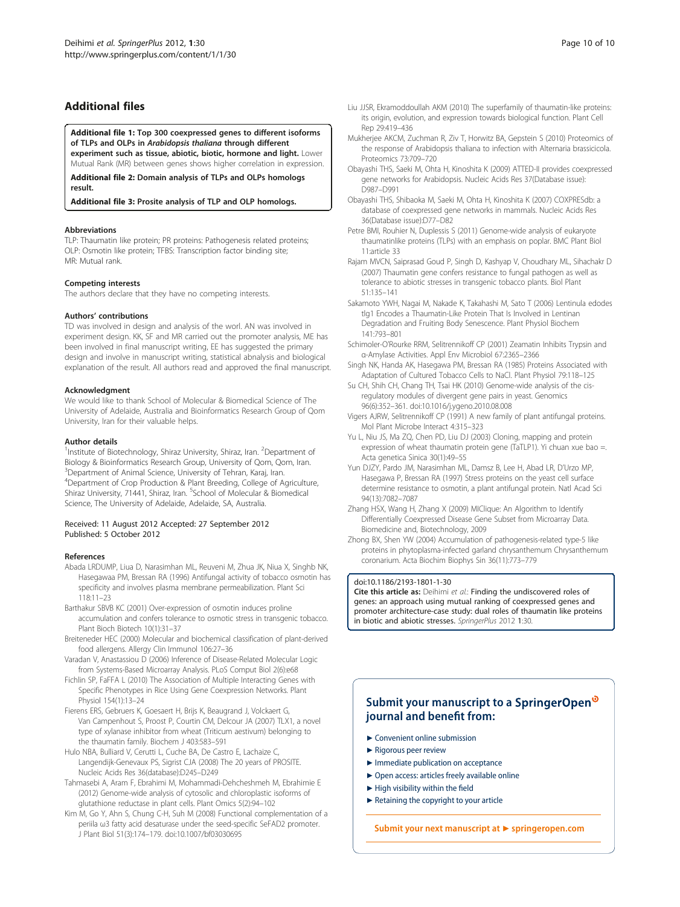## Additional files

**Additional file 1: Top 300 coexpressed genes to different isoforms of TLPs and OLPs in *Arabidopsis thaliana* through different experiment such as tissue, abiotic, biotic, hormone and light.** Lower Mutual Rank (MR) between genes shows higher correlation in expression.

**Additional file 2: Domain analysis of TLPs and OLPs homologs result.**

**Additional file 3: Prosite analysis of TLP and OLP homologs.**

#### Abbreviations
TLP: Thaumatin like protein; PR proteins: Pathogenesis related proteins; OLP: Osmotin like protein; TFBS: Transcription factor binding site; MR: Mutual rank.

#### Competing interests
The authors declare that they have no competing interests.

#### Authors' contributions
TD was involved in design and analysis of the worl. AN was involved in experiment design. KK, SF and MR carried out the promoter analysis, ME has been involved in final manuscript writing, EE has suggested the primary design and involve in manuscript writing, statistical abnalysis and biological explanation of the result. All authors read and approved the final manuscript.

#### Acknowledgment
We would like to thank School of Molecular & Biomedical Science of The University of Adelaide, Australia and Bioinformatics Research Group of Qom University, Iran for their valuable helps.

#### Author details
[1]Institute of Biotechnology, Shiraz University, Shiraz, Iran. [2]Department of Biology & Bioinformatics Research Group, University of Qom, Qom, Iran. [3]Department of Animal Science, University of Tehran, Karaj, Iran. [4]Department of Crop Production & Plant Breeding, College of Agriculture, Shiraz University, 71441, Shiraz, Iran. [5]School of Molecular & Biomedical Science, The University of Adelaide, Adelaide, SA, Australia.

Received: 11 August 2012 Accepted: 27 September 2012
Published: 5 October 2012

#### References

Abada LRDUMP, Liua D, Narasimhan ML, Reuveni M, Zhua JK, Niua X, Singhb NK, Hasegawaa PM, Bressan RA (1996) Antifungal activity of tobacco osmotin has specificity and involves plasma membrane permeabilization. Plant Sci 118:11–23

Barthakur SBVB KC (2001) Over-expression of osmotin induces proline accumulation and confers tolerance to osmotic stress in transgenic tobacco. Plant Bioch Biotech 10(1):31–37

Breiteneder HEC (2000) Molecular and biochemical classification of plant-derived food allergens. Allergy Clin Immunol 106:27–36

Varadan V, Anastassiou D (2006) Inference of Disease-Related Molecular Logic from Systems-Based Microarray Analysis. PLoS Comput Biol 2(6):e68

Fichlin SP, FaFFA L (2010) The Association of Multiple Interacting Genes with Specific Phenotypes in Rice Using Gene Coexpression Networks. Plant Physiol 154(1):13–24

Fierens ERS, Gebruers K, Goesaert H, Brijs K, Beaugrand J, Volckaert G, Van Campenhout S, Proost P, Courtin CM, Delcour JA (2007) TLX1, a novel type of xylanase inhibitor from wheat (Triticum aestivum) belonging to the thaumatin family. Biochem J 403:583–591

Hulo NBA, Bulliard V, Cerutti L, Cuche BA, De Castro E, Lachaize C, Langendijk-Genevaux PS, Sigrist CJA (2008) The 20 years of PROSITE. Nucleic Acids Res 36(database):D245–D249

Tahmasebi A, Aram F, Ebrahimi M, Mohammadi-Dehcheshmeh M, Ebrahimie E (2012) Genome-wide analysis of cytosolic and chloroplastic isoforms of glutathione reductase in plant cells. Plant Omics 5(2):94–102

Kim M, Go Y, Ahn S, Chung C-H, Suh M (2008) Functional complementation of a periila ω3 fatty acid desaturase under the seed-specific SeFAD2 promoter. J Plant Biol 51(3):174–179. doi:10.1007/bf03030695

Liu JJSR, Ekramoddoullah AKM (2010) The superfamily of thaumatin-like proteins: its origin, evolution, and expression towards biological function. Plant Cell Rep 29:419–436

Mukherjee AKCM, Zuchman R, Ziv T, Horwitz BA, Gepstein S (2010) Proteomics of the response of Arabidopsis thaliana to infection with Alternaria brassicicola. Proteomics 73:709–720

Obayashi THS, Saeki M, Ohta H, Kinoshita K (2009) ATTED-II provides coexpressed gene networks for Arabidopsis. Nucleic Acids Res 37(Database issue): D987–D991

Obayashi THS, Shibaoka M, Saeki M, Ohta H, Kinoshita K (2007) COXPRESdb: a database of coexpressed gene networks in mammals. Nucleic Acids Res 36(Database issue):D77–D82

Petre BMI, Rouhier N, Duplessis S (2011) Genome-wide analysis of eukaryote thaumatinlike proteins (TLPs) with an emphasis on poplar. BMC Plant Biol 11:article 33

Rajam MVCN, Saiprasad Goud P, Singh D, Kashyap V, Choudhary ML, Sihachakr D (2007) Thaumatin gene confers resistance to fungal pathogen as well as tolerance to abiotic stresses in transgenic tobacco plants. Biol Plant 51:135–141

Sakamoto YWH, Nagai M, Nakade K, Takahashi M, Sato T (2006) Lentinula edodes tlg1 Encodes a Thaumatin-Like Protein That Is Involved in Lentinan Degradation and Fruiting Body Senescence. Plant Physiol Biochem 141:793–801

Schimoler-O'Rourke RRM, Selitrennikoff CP (2001) Zeamatin Inhibits Trypsin and α-Amylase Activities. Appl Env Microbiol 67:2365–2366

Singh NK, Handa AK, Hasegawa PM, Bressan RA (1985) Proteins Associated with Adaptation of Cultured Tobacco Cells to NaCl. Plant Physiol 79:118–125

Su CH, Shih CH, Chang TH, Tsai HK (2010) Genome-wide analysis of the cis-regulatory modules of divergent gene pairs in yeast. Genomics 96(6):352–361. doi:10.1016/j.ygeno.2010.08.008

Vigers AJRW, Selitrennikoff CP (1991) A new family of plant antifungal proteins. Mol Plant Microbe Interact 4:315–323

Yu L, Niu JS, Ma ZQ, Chen PD, Liu DJ (2003) Cloning, mapping and protein expression of wheat thaumatin protein gene (TaTLP1). Yi chuan xue bao =. Acta genetica Sinica 30(1):49–55

Yun DJZY, Pardo JM, Narasimhan ML, Damsz B, Lee H, Abad LR, D'Urzo MP, Hasegawa P, Bressan RA (1997) Stress proteins on the yeast cell surface determine resistance to osmotin, a plant antifungal protein. Natl Acad Sci 94(13):7082–7087

Zhang HSX, Wang H, Zhang X (2009) MIClique: An Algorithm to Identify Differentially Coexpressed Disease Gene Subset from Microarray Data. Biomedicine and, Biotechnology, 2009

Zhong BX, Shen YW (2004) Accumulation of pathogenesis-related type-5 like proteins in phytoplasma-infected garland chrysanthemum Chrysanthemum coronarium. Acta Biochim Biophys Sin 36(11):773–779

doi:10.1186/2193-1801-1-30
**Cite this article as:** Deihimi *et al.*: Finding the undiscovered roles of genes: an approach using mutual ranking of coexpressed genes and promoter architecture-case study: dual roles of thaumatin like proteins in biotic and abiotic stresses. *SpringerPlus* 2012 **1**:30.

**Submit your manuscript to a SpringerOpen journal and benefit from:**

- ► Convenient online submission
- ► Rigorous peer review
- ► Immediate publication on acceptance
- ► Open access: articles freely available online
- ► High visibility within the field
- ► Retaining the copyright to your article

**Submit your next manuscript at ► springeropen.com**